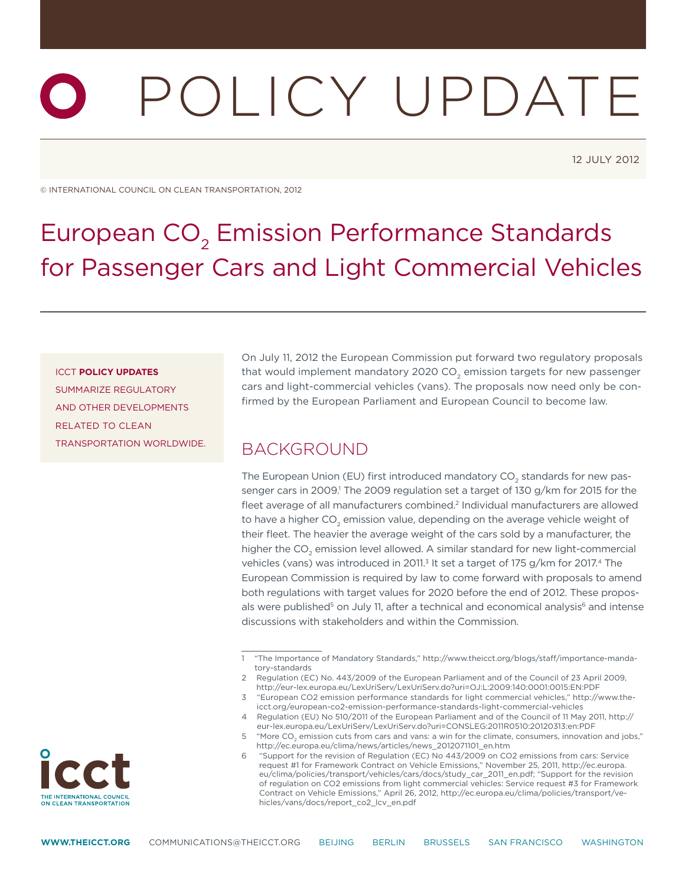# POLICY UPDATE

12 JULY 2012

© INTERNATIONAL COUNCIL ON CLEAN TRANSPORTATION, 2012

# European $CO_2$ Emission Performance Standards for Passenger Cars and Light Commercial Vehicles

ICCT **POLICY UPDATES** SUMMARIZE REGULATORY AND OTHER DEVELOPMENTS RELATED TO CLEAN TRANSPORTATION WORLDWIDE.

On July 11, 2012 the European Commission put forward two regulatory proposals that would implement mandatory 2020 $CO_2$ emission targets for new passenger cars and light-commercial vehicles (vans). The proposals now need only be confirmed by the European Parliament and European Council to become law.

## BACKGROUND

The European Union (EU) first introduced mandatory $CO_2$ standards for new passenger cars in 2009.[1] The 2009 regulation set a target of 130 g/km for 2015 for the fleet average of all manufacturers combined.[2] Individual manufacturers are allowed to have a higher $CO_2$ emission value, depending on the average vehicle weight of their fleet. The heavier the average weight of the cars sold by a manufacturer, the higher the $CO_2$ emission level allowed. A similar standard for new light-commercial vehicles (vans) was introduced in 2011.[3] It set a target of 175 g/km for 2017.[4] The European Commission is required by law to come forward with proposals to amend both regulations with target values for 2020 before the end of 2012. These proposals were published[5] on July 11, after a technical and economical analysis[6] and intense discussions with stakeholders and within the Commission.

---

1 "The Importance of Mandatory Standards," http://www.theicct.org/blogs/staff/importance-mandatory-standards

2 Regulation (EC) No. 443/2009 of the European Parliament and of the Council of 23 April 2009, http://eur-lex.europa.eu/LexUriServ/LexUriServ.do?uri=OJ:L:2009:140:0001:0015:EN:PDF

3 "European CO2 emission performance standards for light commercial vehicles," http://www.theicct.org/european-co2-emission-performance-standards-light-commercial-vehicles

4 Regulation (EU) No 510/2011 of the European Parliament and of the Council of 11 May 2011, http://eur-lex.europa.eu/LexUriServ/LexUriServ.do?uri=CONSLEG:2011R0510:20120313:en:PDF

5 "More $CO_2$ emission cuts from cars and vans: a win for the climate, consumers, innovation and jobs," http://ec.europa.eu/clima/news/articles/news_2012071101_en.htm

6 "Support for the revision of Regulation (EC) No 443/2009 on CO2 emissions from cars: Service request #1 for Framework Contract on Vehicle Emissions," November 25, 2011, http://ec.europa.eu/clima/policies/transport/vehicles/cars/docs/study_car_2011_en.pdf; "Support for the revision of regulation on CO2 emissions from light commercial vehicles: Service request #3 for Framework Contract on Vehicle Emissions," April 26, 2012, http://ec.europa.eu/clima/policies/transport/vehicles/vans/docs/report_co2_lcv_en.pdf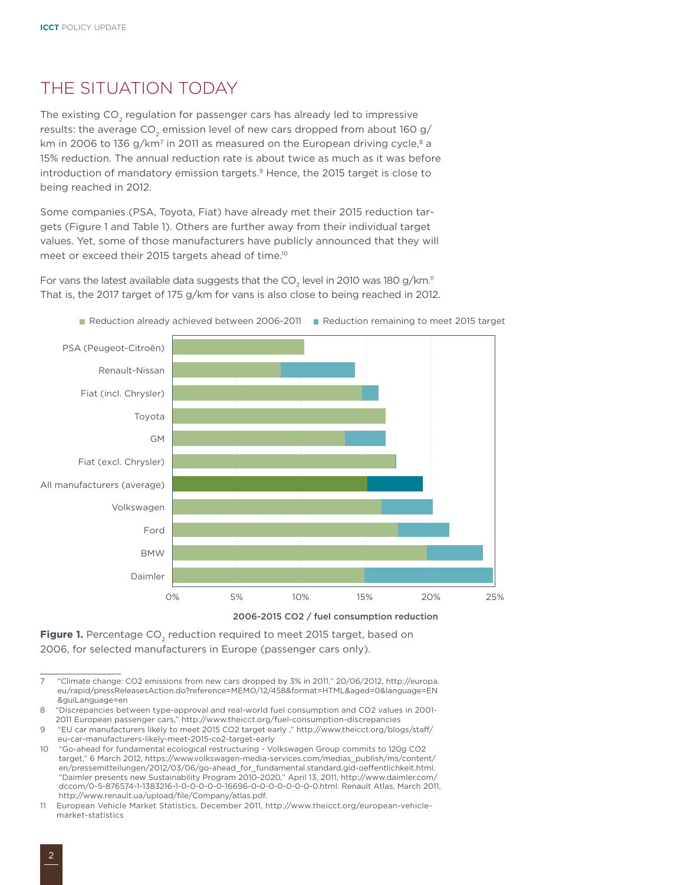## THE SITUATION TODAY

The existing $CO_2$ regulation for passenger cars has already led to impressive results: the average $CO_2$ emission level of new cars dropped from about 160 g/km in 2006 to 136 g/km[7] in 2011 as measured on the European driving cycle,[8] a 15% reduction. The annual reduction rate is about twice as much as it was before introduction of mandatory emission targets.[9] Hence, the 2015 target is close to being reached in 2012.

Some companies (PSA, Toyota, Fiat) have already met their 2015 reduction targets (Figure 1 and Table 1). Others are further away from their individual target values. Yet, some of those manufacturers have publicly announced that they will meet or exceed their 2015 targets ahead of time.[10]

For vans the latest available data suggests that the $CO_2$ level in 2010 was 180 g/km.[11] That is, the 2017 target of 175 g/km for vans is also close to being reached in 2012.

**Figure 1.** Percentage $CO_2$ reduction required to meet 2015 target, based on 2006, for selected manufacturers in Europe (passenger cars only).

---

7 "Climate change: CO2 emissions from new cars dropped by 3% in 2011," 20/06/2012, http://europa.eu/rapid/pressReleasesAction.do?reference=MEMO/12/458&format=HTML&aged=0&language=EN&guiLanguage=en

8 "Discrepancies between type-approval and real-world fuel consumption and CO2 values in 2001-2011 European passenger cars," http://www.theicct.org/fuel-consumption-discrepancies

9 "EU car manufacturers likely to meet 2015 CO2 target early ," http://www.theicct.org/blogs/staff/eu-car-manufacturers-likely-meet-2015-co2-target-early

10 "Go-ahead for fundamental ecological restructuring - Volkswagen Group commits to 120g CO2 target," 6 March 2012, https://www.volkswagen-media-services.com/medias_publish/ms/content/en/pressemitteilungen/2012/03/06/go-ahead_for_fundamental.standard.gid-oeffentlichkeit.html. "Daimler presents new Sustainability Program 2010-2020," April 13, 2011, http://www.daimler.com/dccom/0-5-876574-1-1383216-1-0-0-0-0-0-16696-0-0-0-0-0-0-0-0.html. Renault Atlas, March 2011, http://www.renault.ua/upload/file/Company/atlas.pdf.

11 European Vehicle Market Statistics, December 2011, http://www.theicct.org/european-vehicle-market-statistics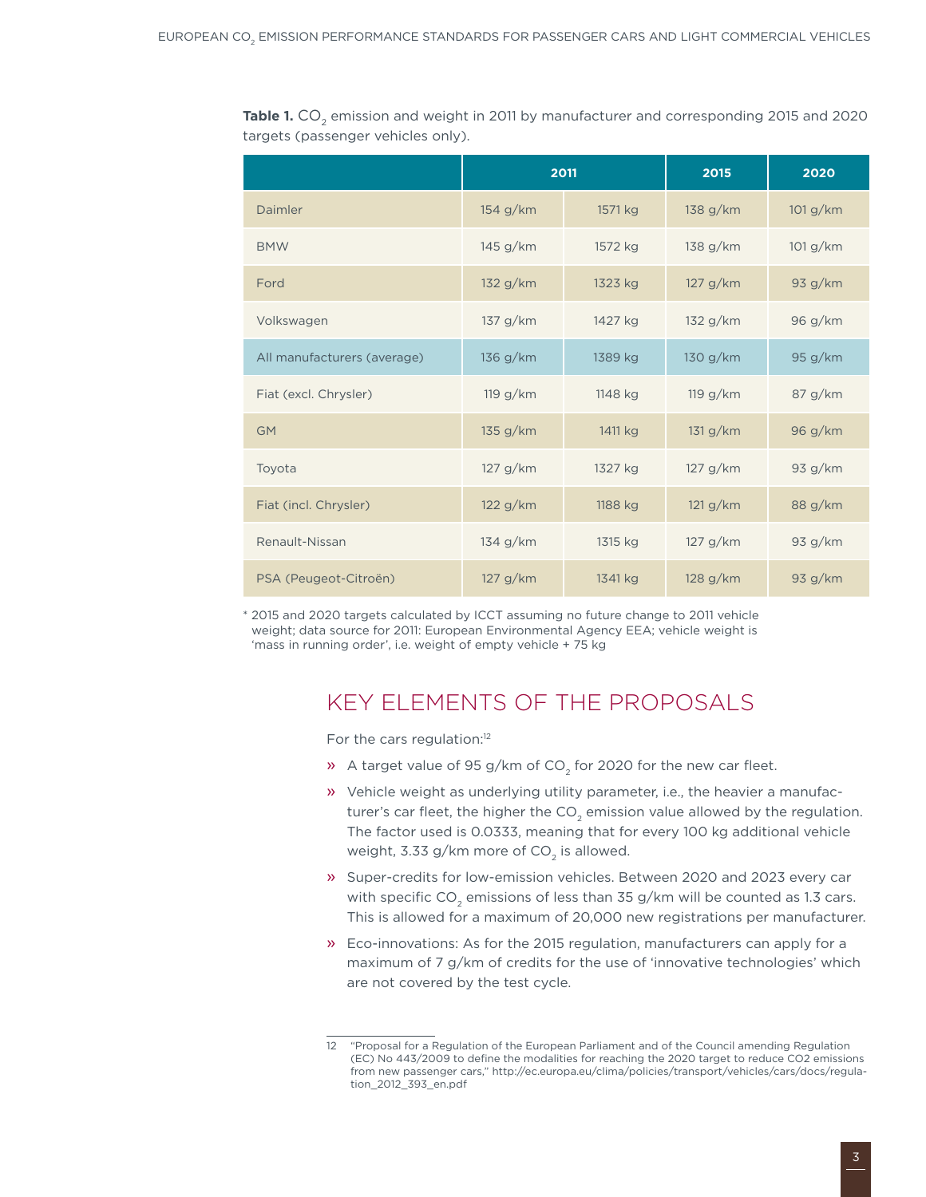**Table 1.** $CO_2$ emission and weight in 2011 by manufacturer and corresponding 2015 and 2020 targets (passenger vehicles only).

| | 2011 | | 2015 | 2020 |
|---|---|---|---|---|
| Daimler | 154 g/km | 1571 kg | 138 g/km | 101 g/km |
| BMW | 145 g/km | 1572 kg | 138 g/km | 101 g/km |
| Ford | 132 g/km | 1323 kg | 127 g/km | 93 g/km |
| Volkswagen | 137 g/km | 1427 kg | 132 g/km | 96 g/km |
| All manufacturers (average) | 136 g/km | 1389 kg | 130 g/km | 95 g/km |
| Fiat (excl. Chrysler) | 119 g/km | 1148 kg | 119 g/km | 87 g/km |
| GM | 135 g/km | 1411 kg | 131 g/km | 96 g/km |
| Toyota | 127 g/km | 1327 kg | 127 g/km | 93 g/km |
| Fiat (incl. Chrysler) | 122 g/km | 1188 kg | 121 g/km | 88 g/km |
| Renault-Nissan | 134 g/km | 1315 kg | 127 g/km | 93 g/km |
| PSA (Peugeot-Citroën) | 127 g/km | 1341 kg | 128 g/km | 93 g/km |

* 2015 and 2020 targets calculated by ICCT assuming no future change to 2011 vehicle weight; data source for 2011: European Environmental Agency EEA; vehicle weight is 'mass in running order', i.e. weight of empty vehicle + 75 kg

## KEY ELEMENTS OF THE PROPOSALS

For the cars regulation:[12]

- A target value of 95 g/km of $CO_2$ for 2020 for the new car fleet.
- Vehicle weight as underlying utility parameter, i.e., the heavier a manufacturer's car fleet, the higher the $CO_2$ emission value allowed by the regulation. The factor used is 0.0333, meaning that for every 100 kg additional vehicle weight, 3.33 g/km more of $CO_2$ is allowed.
- Super-credits for low-emission vehicles. Between 2020 and 2023 every car with specific $CO_2$ emissions of less than 35 g/km will be counted as 1.3 cars. This is allowed for a maximum of 20,000 new registrations per manufacturer.
- Eco-innovations: As for the 2015 regulation, manufacturers can apply for a maximum of 7 g/km of credits for the use of 'innovative technologies' which are not covered by the test cycle.

12 "Proposal for a Regulation of the European Parliament and of the Council amending Regulation (EC) No 443/2009 to define the modalities for reaching the 2020 target to reduce CO2 emissions from new passenger cars," http://ec.europa.eu/clima/policies/transport/vehicles/cars/docs/regulation_2012_393_en.pdf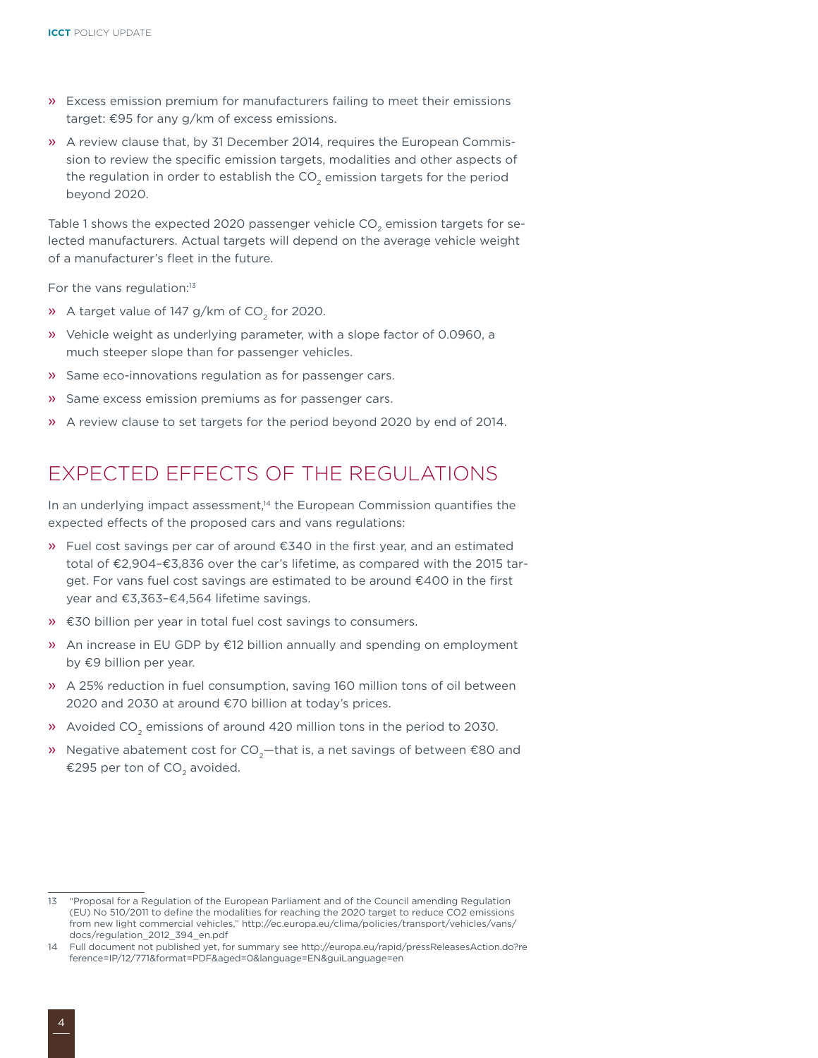- Excess emission premium for manufacturers failing to meet their emissions target: €95 for any g/km of excess emissions.
- A review clause that, by 31 December 2014, requires the European Commission to review the specific emission targets, modalities and other aspects of the regulation in order to establish the $CO_2$ emission targets for the period beyond 2020.

Table 1 shows the expected 2020 passenger vehicle $CO_2$ emission targets for selected manufacturers. Actual targets will depend on the average vehicle weight of a manufacturer's fleet in the future.

For the vans regulation:[13]

- A target value of 147 g/km of $CO_2$ for 2020.
- Vehicle weight as underlying parameter, with a slope factor of 0.0960, a much steeper slope than for passenger vehicles.
- Same eco-innovations regulation as for passenger cars.
- Same excess emission premiums as for passenger cars.
- A review clause to set targets for the period beyond 2020 by end of 2014.

## EXPECTED EFFECTS OF THE REGULATIONS

In an underlying impact assessment,[14] the European Commission quantifies the expected effects of the proposed cars and vans regulations:

- Fuel cost savings per car of around €340 in the first year, and an estimated total of €2,904–€3,836 over the car's lifetime, as compared with the 2015 target. For vans fuel cost savings are estimated to be around €400 in the first year and €3,363–€4,564 lifetime savings.
- €30 billion per year in total fuel cost savings to consumers.
- An increase in EU GDP by €12 billion annually and spending on employment by €9 billion per year.
- A 25% reduction in fuel consumption, saving 160 million tons of oil between 2020 and 2030 at around €70 billion at today's prices.
- Avoided $CO_2$ emissions of around 420 million tons in the period to 2030.
- Negative abatement cost for $CO_2$—that is, a net savings of between €80 and €295 per ton of $CO_2$ avoided.

---

13 "Proposal for a Regulation of the European Parliament and of the Council amending Regulation (EU) No 510/2011 to define the modalities for reaching the 2020 target to reduce CO2 emissions from new light commercial vehicles," http://ec.europa.eu/clima/policies/transport/vehicles/vans/docs/regulation_2012_394_en.pdf

14 Full document not published yet, for summary see http://europa.eu/rapid/pressReleasesAction.do?reference=IP/12/771&format=PDF&aged=0&language=EN&guiLanguage=en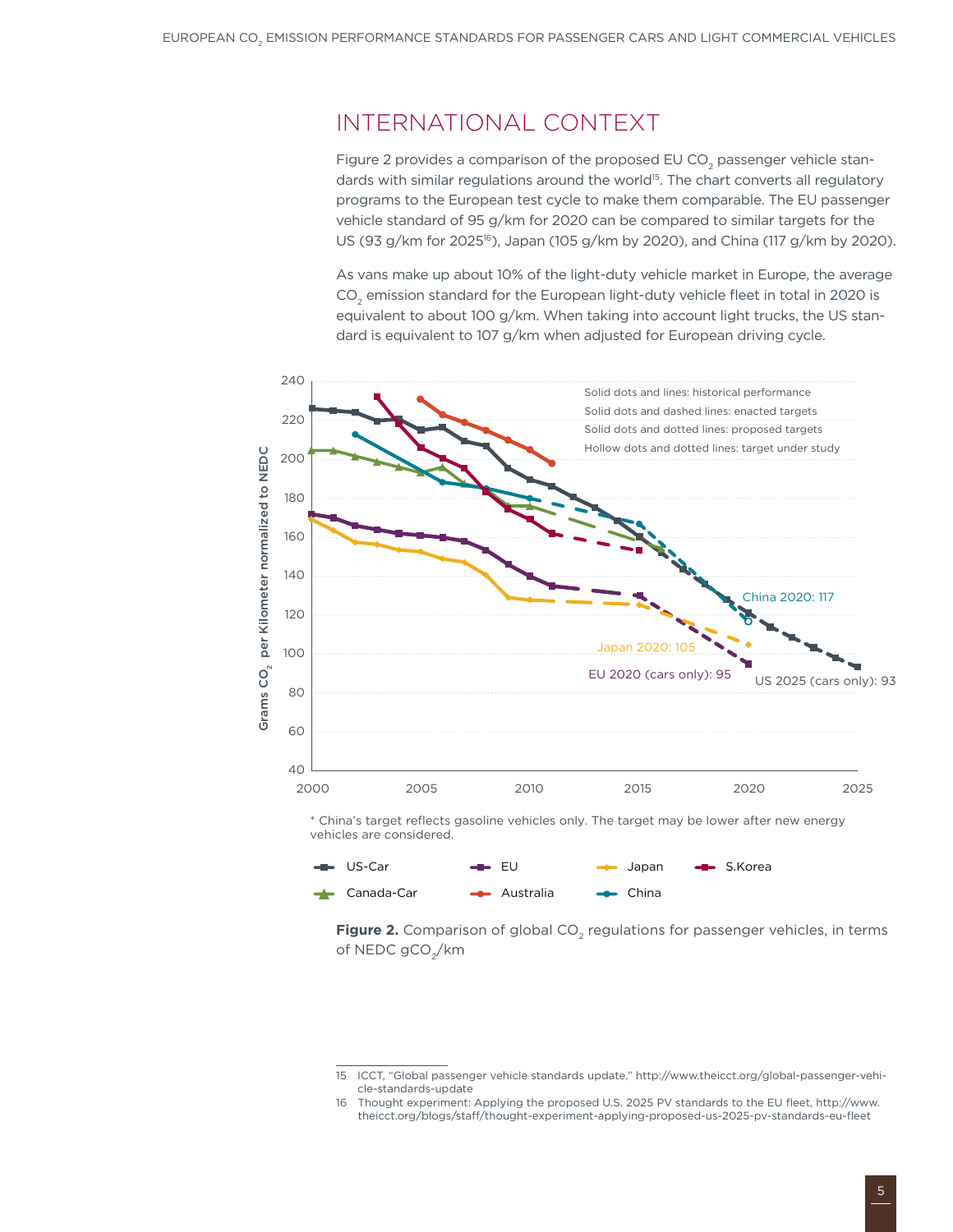## INTERNATIONAL CONTEXT

Figure 2 provides a comparison of the proposed EU $CO_2$ passenger vehicle standards with similar regulations around the world[15]. The chart converts all regulatory programs to the European test cycle to make them comparable. The EU passenger vehicle standard of 95 g/km for 2020 can be compared to similar targets for the US (93 g/km for 2025[16]), Japan (105 g/km by 2020), and China (117 g/km by 2020).

As vans make up about 10% of the light-duty vehicle market in Europe, the average $CO_2$ emission standard for the European light-duty vehicle fleet in total in 2020 is equivalent to about 100 g/km. When taking into account light trucks, the US standard is equivalent to 107 g/km when adjusted for European driving cycle.

\* China's target reflects gasoline vehicles only. The target may be lower after new energy vehicles are considered.

**Figure 2.** Comparison of global $CO_2$ regulations for passenger vehicles, in terms of NEDC $gCO_2$/km

15 ICCT, "Global passenger vehicle standards update," http://www.theicct.org/global-passenger-vehicle-standards-update

16 Thought experiment: Applying the proposed U.S. 2025 PV standards to the EU fleet, http://www.theicct.org/blogs/staff/thought-experiment-applying-proposed-us-2025-pv-standards-eu-fleet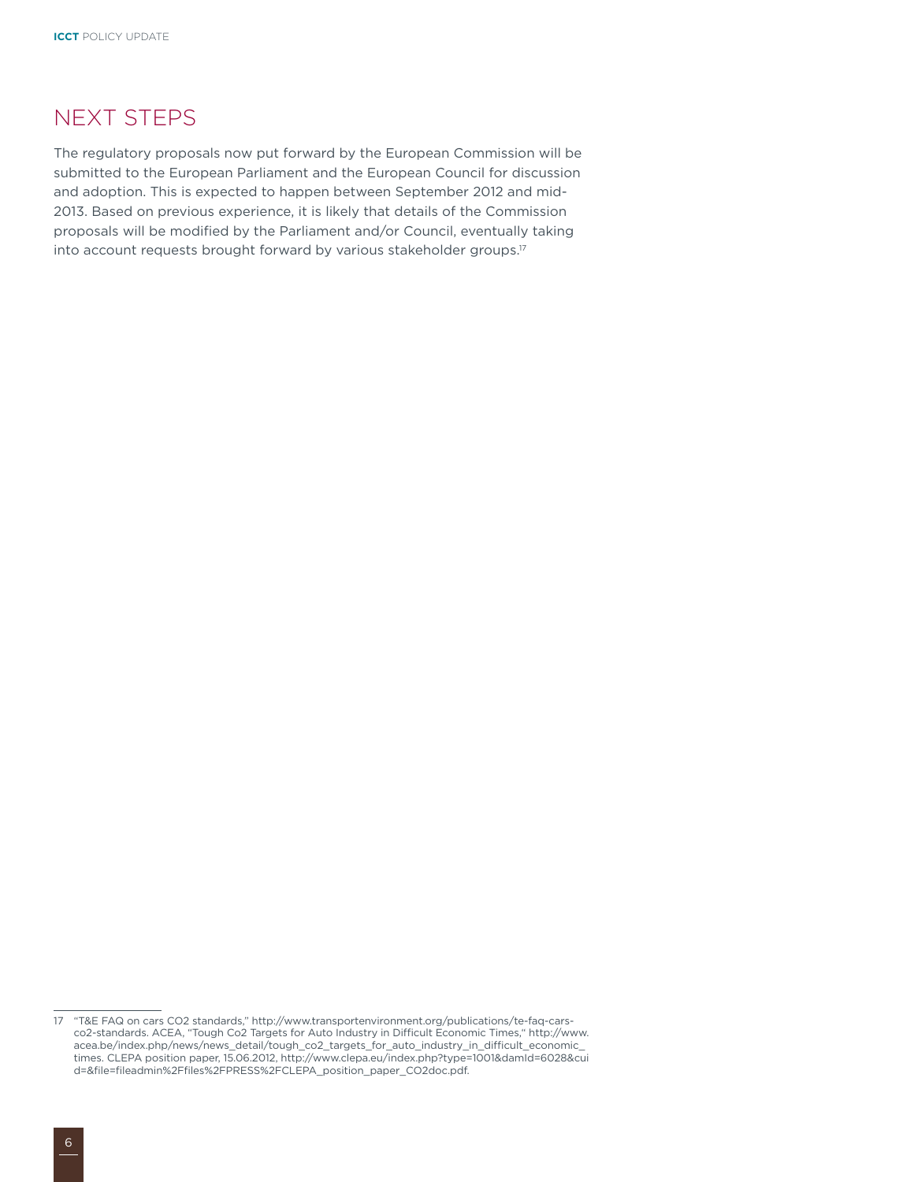## NEXT STEPS

The regulatory proposals now put forward by the European Commission will be submitted to the European Parliament and the European Council for discussion and adoption. This is expected to happen between September 2012 and mid-2013. Based on previous experience, it is likely that details of the Commission proposals will be modified by the Parliament and/or Council, eventually taking into account requests brought forward by various stakeholder groups.[17]

---

17 "T&E FAQ on cars CO2 standards," http://www.transportenvironment.org/publications/te-faq-cars-co2-standards. ACEA, "Tough Co2 Targets for Auto Industry in Difficult Economic Times," http://www.acea.be/index.php/news/news_detail/tough_co2_targets_for_auto_industry_in_difficult_economic_times. CLEPA position paper, 15.06.2012, http://www.clepa.eu/index.php?type=1001&damId=6028&cuid=&file=fileadmin%2Ffiles%2FPRESS%2FCLEPA_position_paper_CO2doc.pdf.